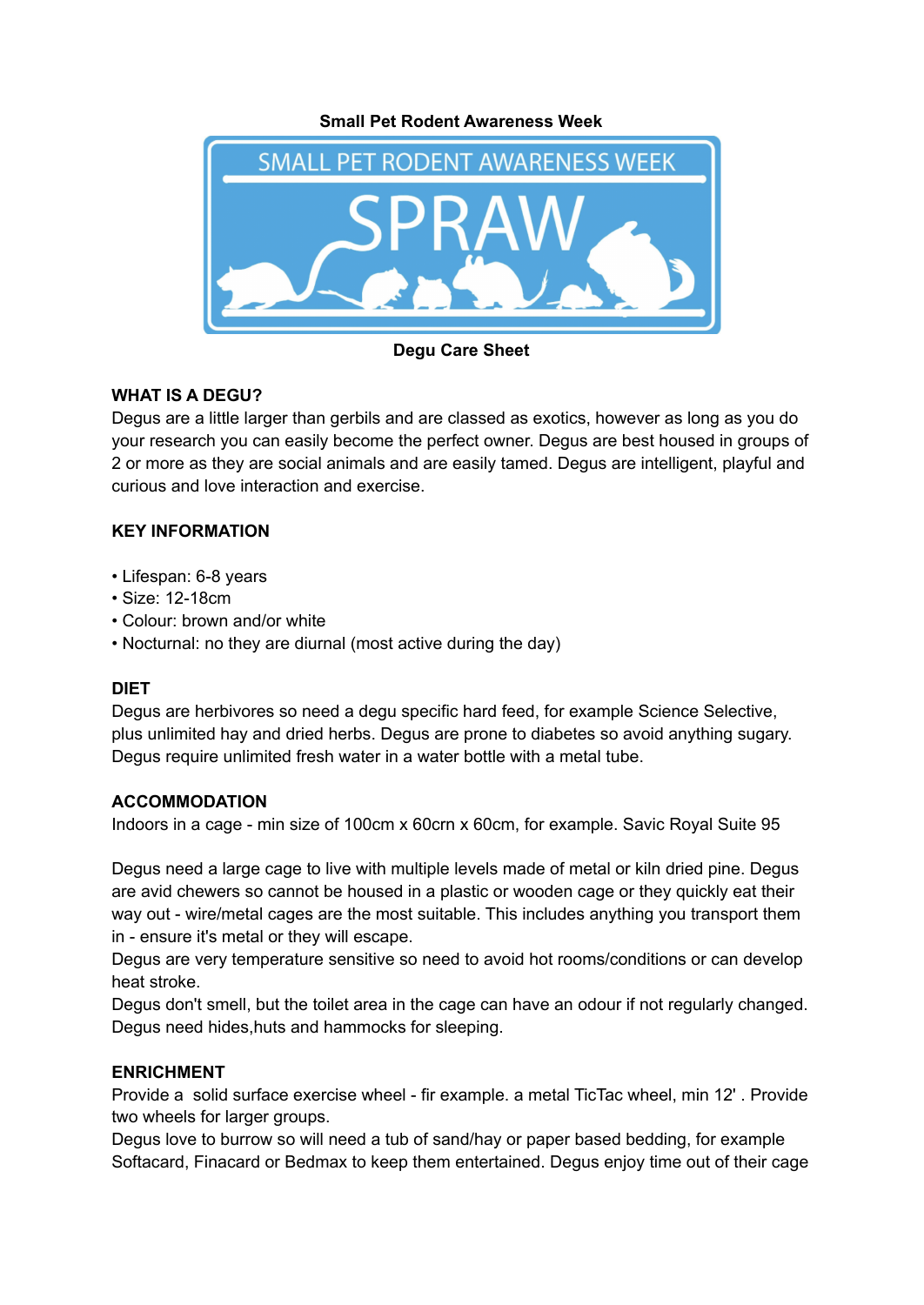**Small Pet Rodent Awareness Week**

SMALL PET RODENT AWARENESS WEEK

SPRAW

**Degu Care Sheet**

## WHAT IS A DEGU?

Degus are a little larger than gerbils and are classed as exotics, however as long as you do your research you can easily become the perfect owner. Degus are best housed in groups of 2 or more as they are social animals and are easily tamed. Degus are intelligent, playful and curious and love interaction and exercise.

## KEY INFORMATION

- Lifespan: 6-8 years
- Size: 12-18cm
- Colour: brown and/or white
- Nocturnal: no they are diurnal (most active during the day)

## DIET

Degus are herbivores so need a degu specific hard feed, for example Science Selective, plus unlimited hay and dried herbs. Degus are prone to diabetes so avoid anything sugary. Degus require unlimited fresh water in a water bottle with a metal tube.

## ACCOMMODATION

Indoors in a cage - min size of 100cm x 60crn x 60cm, for example. Savic Royal Suite 95

Degus need a large cage to live with multiple levels made of metal or kiln dried pine. Degus are avid chewers so cannot be housed in a plastic or wooden cage or they quickly eat their way out - wire/metal cages are the most suitable. This includes anything you transport them in - ensure it's metal or they will escape.
Degus are very temperature sensitive so need to avoid hot rooms/conditions or can develop heat stroke.
Degus don't smell, but the toilet area in the cage can have an odour if not regularly changed.
Degus need hides,huts and hammocks for sleeping.

## ENRICHMENT

Provide a solid surface exercise wheel - fir example. a metal TicTac wheel, min 12' . Provide two wheels for larger groups.
Degus love to burrow so will need a tub of sand/hay or paper based bedding, for example Softacard, Finacard or Bedmax to keep them entertained. Degus enjoy time out of their cage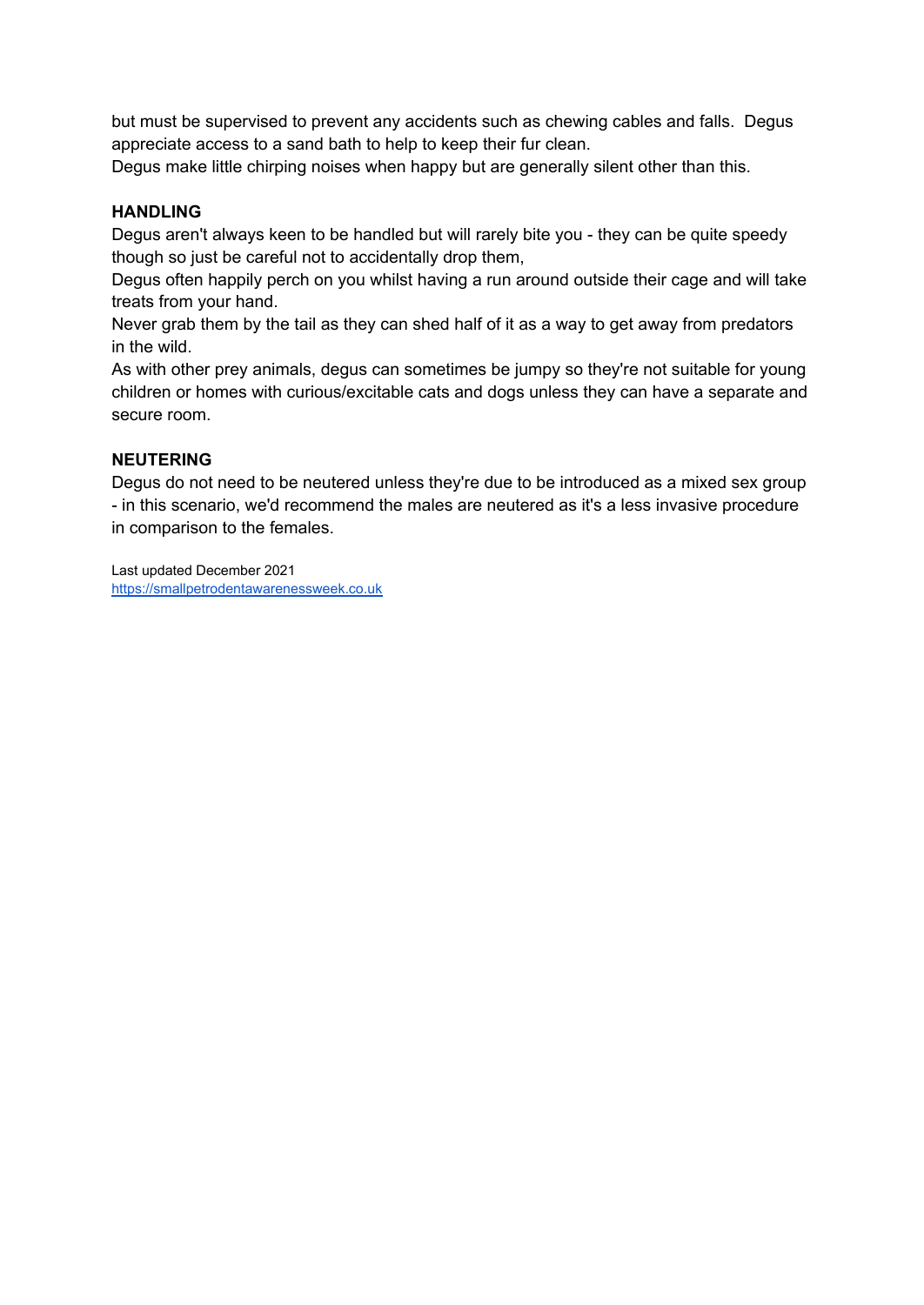but must be supervised to prevent any accidents such as chewing cables and falls. Degus appreciate access to a sand bath to help to keep their fur clean.

Degus make little chirping noises when happy but are generally silent other than this.

## HANDLING

Degus aren't always keen to be handled but will rarely bite you - they can be quite speedy though so just be careful not to accidentally drop them,

Degus often happily perch on you whilst having a run around outside their cage and will take treats from your hand.

Never grab them by the tail as they can shed half of it as a way to get away from predators in the wild.

As with other prey animals, degus can sometimes be jumpy so they're not suitable for young children or homes with curious/excitable cats and dogs unless they can have a separate and secure room.

## NEUTERING

Degus do not need to be neutered unless they're due to be introduced as a mixed sex group - in this scenario, we'd recommend the males are neutered as it's a less invasive procedure in comparison to the females.

Last updated December 2021

https://smallpetrodentawarenessweek.co.uk